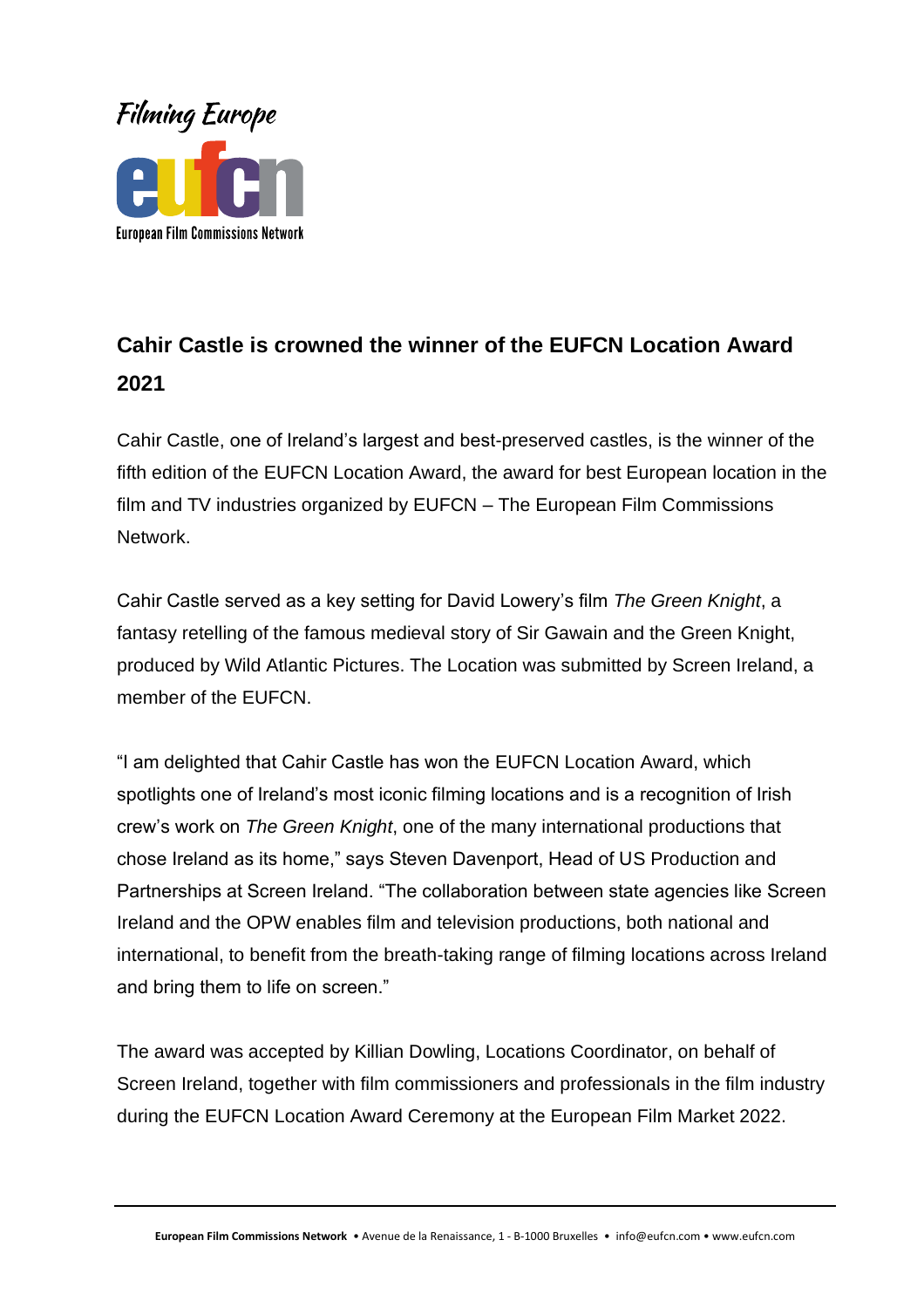Filming Europe

eufcn

European Film Commissions Network

## Cahir Castle is crowned the winner of the EUFCN Location Award 2021

Cahir Castle, one of Ireland's largest and best-preserved castles, is the winner of the fifth edition of the EUFCN Location Award, the award for best European location in the film and TV industries organized by EUFCN – The European Film Commissions Network.

Cahir Castle served as a key setting for David Lowery's film *The Green Knight*, a fantasy retelling of the famous medieval story of Sir Gawain and the Green Knight, produced by Wild Atlantic Pictures. The Location was submitted by Screen Ireland, a member of the EUFCN.

"I am delighted that Cahir Castle has won the EUFCN Location Award, which spotlights one of Ireland's most iconic filming locations and is a recognition of Irish crew's work on *The Green Knight*, one of the many international productions that chose Ireland as its home," says Steven Davenport, Head of US Production and Partnerships at Screen Ireland. "The collaboration between state agencies like Screen Ireland and the OPW enables film and television productions, both national and international, to benefit from the breath-taking range of filming locations across Ireland and bring them to life on screen."

The award was accepted by Killian Dowling, Locations Coordinator, on behalf of Screen Ireland, together with film commissioners and professionals in the film industry during the EUFCN Location Award Ceremony at the European Film Market 2022.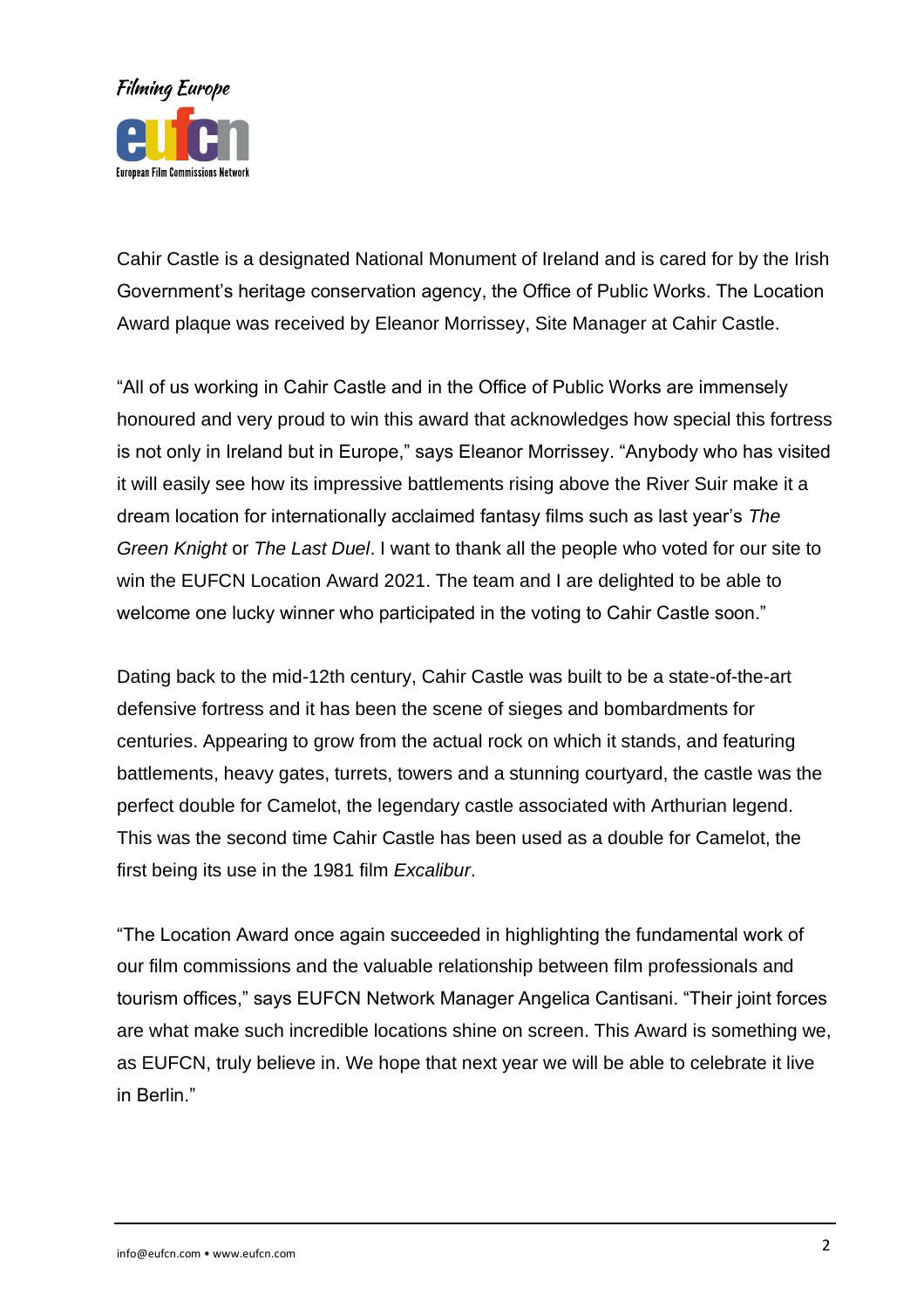Cahir Castle is a designated National Monument of Ireland and is cared for by the Irish Government's heritage conservation agency, the Office of Public Works. The Location Award plaque was received by Eleanor Morrissey, Site Manager at Cahir Castle.

"All of us working in Cahir Castle and in the Office of Public Works are immensely honoured and very proud to win this award that acknowledges how special this fortress is not only in Ireland but in Europe," says Eleanor Morrissey. "Anybody who has visited it will easily see how its impressive battlements rising above the River Suir make it a dream location for internationally acclaimed fantasy films such as last year's *The Green Knight* or *The Last Duel*. I want to thank all the people who voted for our site to win the EUFCN Location Award 2021. The team and I are delighted to be able to welcome one lucky winner who participated in the voting to Cahir Castle soon."

Dating back to the mid-12th century, Cahir Castle was built to be a state-of-the-art defensive fortress and it has been the scene of sieges and bombardments for centuries. Appearing to grow from the actual rock on which it stands, and featuring battlements, heavy gates, turrets, towers and a stunning courtyard, the castle was the perfect double for Camelot, the legendary castle associated with Arthurian legend. This was the second time Cahir Castle has been used as a double for Camelot, the first being its use in the 1981 film *Excalibur*.

"The Location Award once again succeeded in highlighting the fundamental work of our film commissions and the valuable relationship between film professionals and tourism offices," says EUFCN Network Manager Angelica Cantisani. "Their joint forces are what make such incredible locations shine on screen. This Award is something we, as EUFCN, truly believe in. We hope that next year we will be able to celebrate it live in Berlin."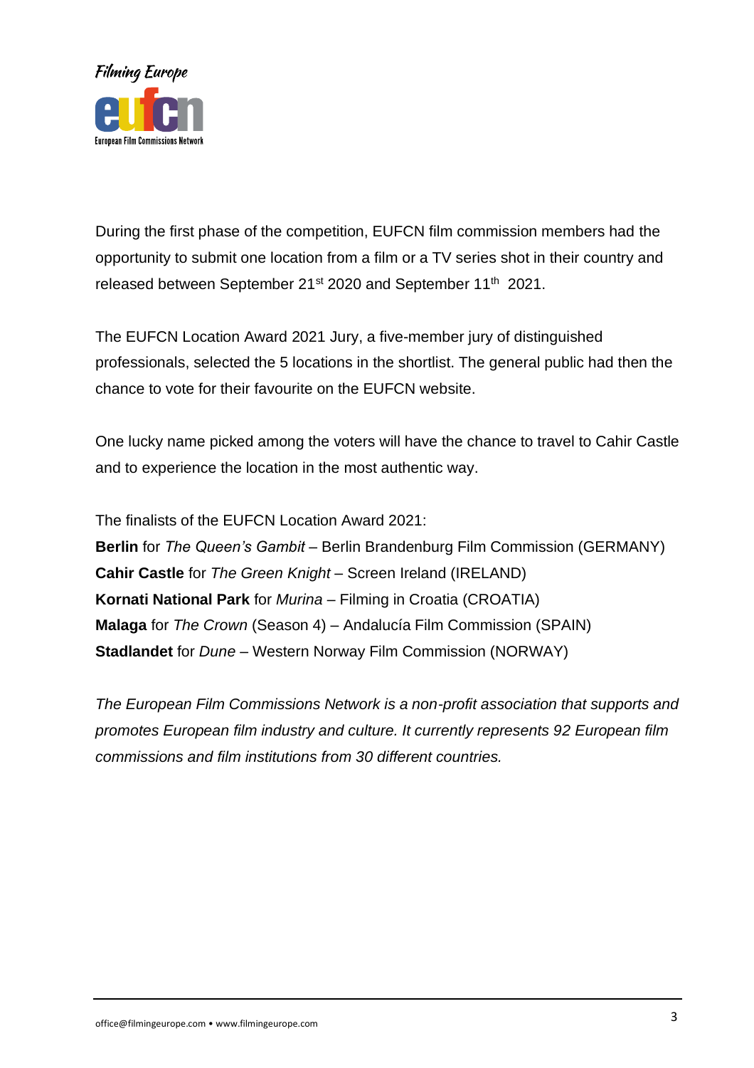During the first phase of the competition, EUFCN film commission members had the opportunity to submit one location from a film or a TV series shot in their country and released between September 21st 2020 and September 11th 2021.

The EUFCN Location Award 2021 Jury, a five-member jury of distinguished professionals, selected the 5 locations in the shortlist. The general public had then the chance to vote for their favourite on the EUFCN website.

One lucky name picked among the voters will have the chance to travel to Cahir Castle and to experience the location in the most authentic way.

The finalists of the EUFCN Location Award 2021:
**Berlin** for *The Queen's Gambit* – Berlin Brandenburg Film Commission (GERMANY)
**Cahir Castle** for *The Green Knight* – Screen Ireland (IRELAND)
**Kornati National Park** for *Murina* – Filming in Croatia (CROATIA)
**Malaga** for *The Crown* (Season 4) – Andalucía Film Commission (SPAIN)
**Stadlandet** for *Dune* – Western Norway Film Commission (NORWAY)

*The European Film Commissions Network is a non-profit association that supports and promotes European film industry and culture. It currently represents 92 European film commissions and film institutions from 30 different countries.*